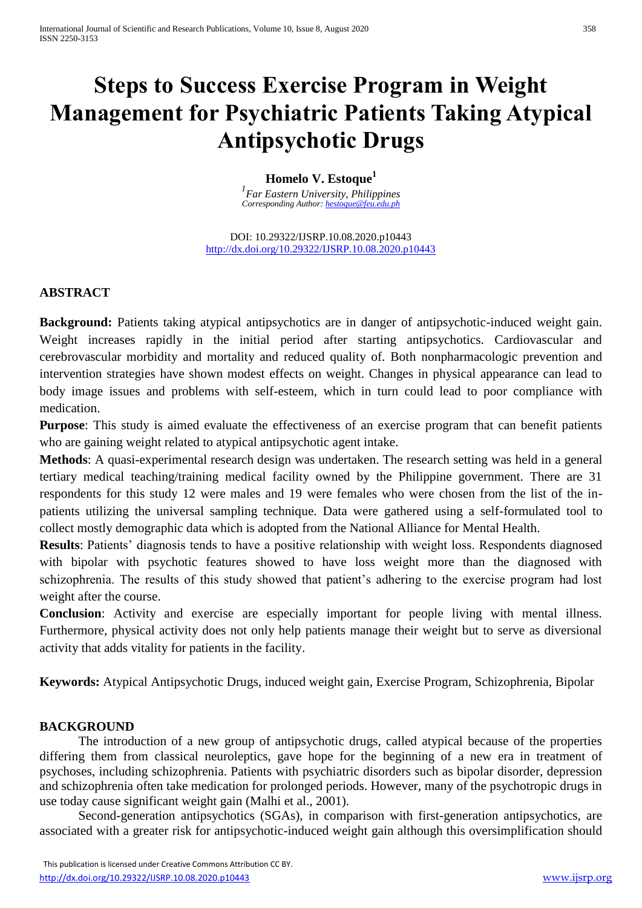# Steps to Success Exercise Program in Weight Management for Psychiatric Patients Taking Atypical Antipsychotic Drugs

**Homelo V. Estoque[1]**

[1]*Far Eastern University, Philippines*
*Corresponding Author: hestoque@feu.edu.ph*

DOI: 10.29322/IJSRP.10.08.2020.p10443
http://dx.doi.org/10.29322/IJSRP.10.08.2020.p10443

## ABSTRACT

**Background:** Patients taking atypical antipsychotics are in danger of antipsychotic-induced weight gain. Weight increases rapidly in the initial period after starting antipsychotics. Cardiovascular and cerebrovascular morbidity and mortality and reduced quality of. Both nonpharmacologic prevention and intervention strategies have shown modest effects on weight. Changes in physical appearance can lead to body image issues and problems with self-esteem, which in turn could lead to poor compliance with medication.

**Purpose**: This study is aimed evaluate the effectiveness of an exercise program that can benefit patients who are gaining weight related to atypical antipsychotic agent intake.

**Methods**: A quasi-experimental research design was undertaken. The research setting was held in a general tertiary medical teaching/training medical facility owned by the Philippine government. There are 31 respondents for this study 12 were males and 19 were females who were chosen from the list of the in-patients utilizing the universal sampling technique. Data were gathered using a self-formulated tool to collect mostly demographic data which is adopted from the National Alliance for Mental Health.

**Results**: Patients' diagnosis tends to have a positive relationship with weight loss. Respondents diagnosed with bipolar with psychotic features showed to have loss weight more than the diagnosed with schizophrenia. The results of this study showed that patient's adhering to the exercise program had lost weight after the course.

**Conclusion**: Activity and exercise are especially important for people living with mental illness. Furthermore, physical activity does not only help patients manage their weight but to serve as diversional activity that adds vitality for patients in the facility.

**Keywords:** Atypical Antipsychotic Drugs, induced weight gain, Exercise Program, Schizophrenia, Bipolar

## BACKGROUND

The introduction of a new group of antipsychotic drugs, called atypical because of the properties differing them from classical neuroleptics, gave hope for the beginning of a new era in treatment of psychoses, including schizophrenia. Patients with psychiatric disorders such as bipolar disorder, depression and schizophrenia often take medication for prolonged periods. However, many of the psychotropic drugs in use today cause significant weight gain (Malhi et al., 2001).

Second-generation antipsychotics (SGAs), in comparison with first-generation antipsychotics, are associated with a greater risk for antipsychotic-induced weight gain although this oversimplification should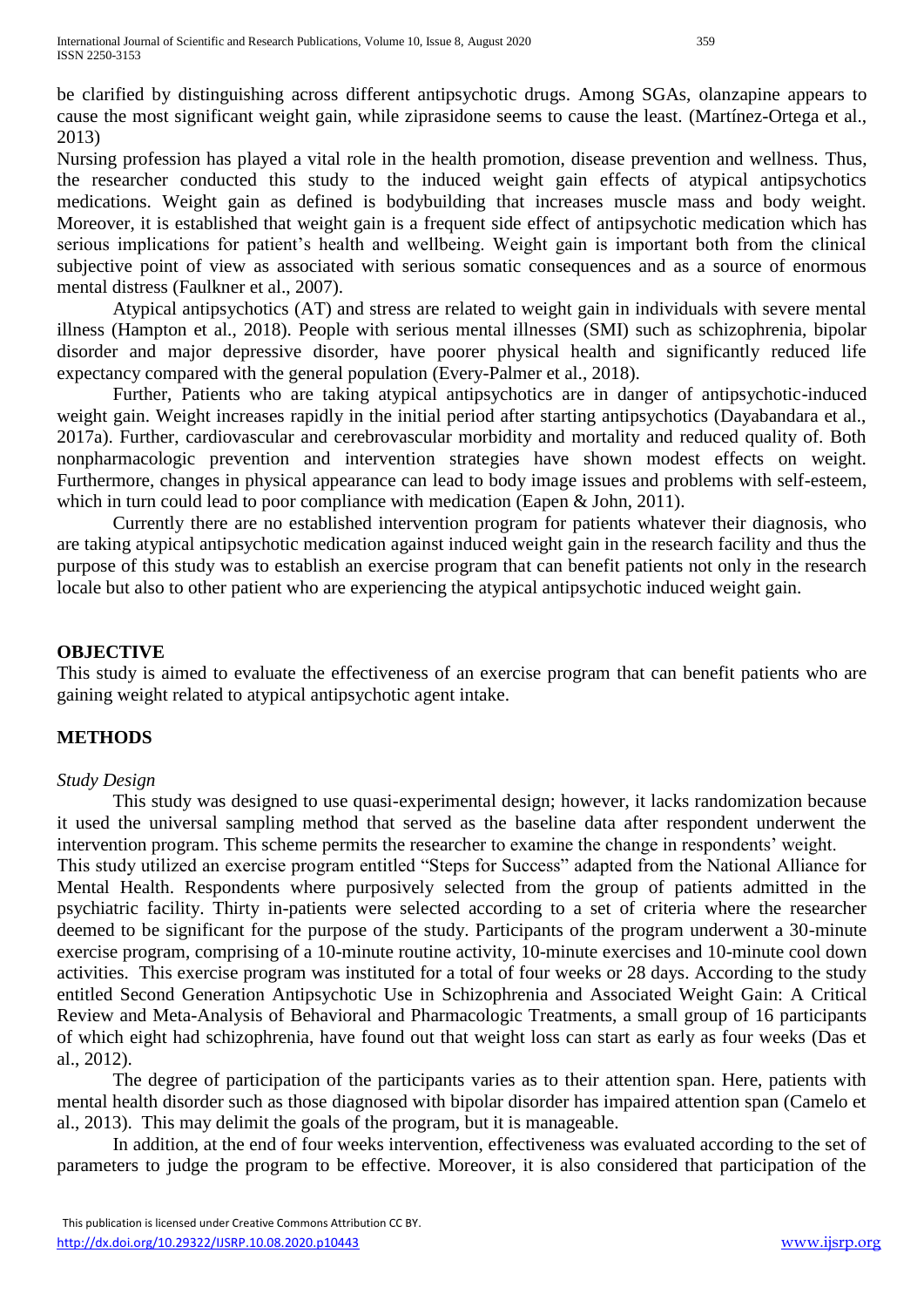be clarified by distinguishing across different antipsychotic drugs. Among SGAs, olanzapine appears to cause the most significant weight gain, while ziprasidone seems to cause the least. (Martínez-Ortega et al., 2013)

Nursing profession has played a vital role in the health promotion, disease prevention and wellness. Thus, the researcher conducted this study to the induced weight gain effects of atypical antipsychotics medications. Weight gain as defined is bodybuilding that increases muscle mass and body weight. Moreover, it is established that weight gain is a frequent side effect of antipsychotic medication which has serious implications for patient's health and wellbeing. Weight gain is important both from the clinical subjective point of view as associated with serious somatic consequences and as a source of enormous mental distress (Faulkner et al., 2007).

Atypical antipsychotics (AT) and stress are related to weight gain in individuals with severe mental illness (Hampton et al., 2018). People with serious mental illnesses (SMI) such as schizophrenia, bipolar disorder and major depressive disorder, have poorer physical health and significantly reduced life expectancy compared with the general population (Every-Palmer et al., 2018).

Further, Patients who are taking atypical antipsychotics are in danger of antipsychotic-induced weight gain. Weight increases rapidly in the initial period after starting antipsychotics (Dayabandara et al., 2017a). Further, cardiovascular and cerebrovascular morbidity and mortality and reduced quality of. Both nonpharmacologic prevention and intervention strategies have shown modest effects on weight. Furthermore, changes in physical appearance can lead to body image issues and problems with self-esteem, which in turn could lead to poor compliance with medication (Eapen & John, 2011).

Currently there are no established intervention program for patients whatever their diagnosis, who are taking atypical antipsychotic medication against induced weight gain in the research facility and thus the purpose of this study was to establish an exercise program that can benefit patients not only in the research locale but also to other patient who are experiencing the atypical antipsychotic induced weight gain.

## OBJECTIVE

This study is aimed to evaluate the effectiveness of an exercise program that can benefit patients who are gaining weight related to atypical antipsychotic agent intake.

## METHODS

### *Study Design*

This study was designed to use quasi-experimental design; however, it lacks randomization because it used the universal sampling method that served as the baseline data after respondent underwent the intervention program. This scheme permits the researcher to examine the change in respondents' weight.

This study utilized an exercise program entitled "Steps for Success" adapted from the National Alliance for Mental Health. Respondents where purposively selected from the group of patients admitted in the psychiatric facility. Thirty in-patients were selected according to a set of criteria where the researcher deemed to be significant for the purpose of the study. Participants of the program underwent a 30-minute exercise program, comprising of a 10-minute routine activity, 10-minute exercises and 10-minute cool down activities. This exercise program was instituted for a total of four weeks or 28 days. According to the study entitled Second Generation Antipsychotic Use in Schizophrenia and Associated Weight Gain: A Critical Review and Meta-Analysis of Behavioral and Pharmacologic Treatments, a small group of 16 participants of which eight had schizophrenia, have found out that weight loss can start as early as four weeks (Das et al., 2012).

The degree of participation of the participants varies as to their attention span. Here, patients with mental health disorder such as those diagnosed with bipolar disorder has impaired attention span (Camelo et al., 2013). This may delimit the goals of the program, but it is manageable.

In addition, at the end of four weeks intervention, effectiveness was evaluated according to the set of parameters to judge the program to be effective. Moreover, it is also considered that participation of the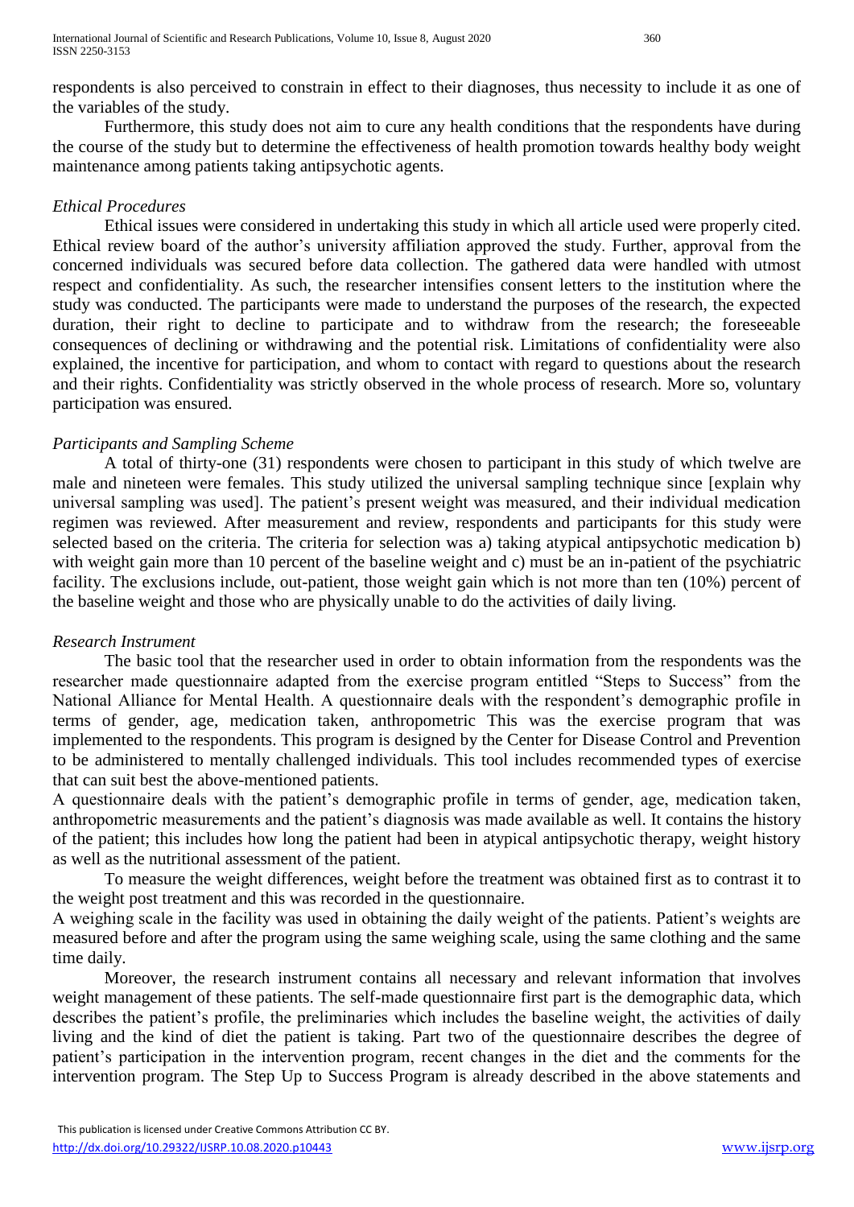respondents is also perceived to constrain in effect to their diagnoses, thus necessity to include it as one of the variables of the study.

Furthermore, this study does not aim to cure any health conditions that the respondents have during the course of the study but to determine the effectiveness of health promotion towards healthy body weight maintenance among patients taking antipsychotic agents.

*Ethical Procedures*

Ethical issues were considered in undertaking this study in which all article used were properly cited. Ethical review board of the author's university affiliation approved the study. Further, approval from the concerned individuals was secured before data collection. The gathered data were handled with utmost respect and confidentiality. As such, the researcher intensifies consent letters to the institution where the study was conducted. The participants were made to understand the purposes of the research, the expected duration, their right to decline to participate and to withdraw from the research; the foreseeable consequences of declining or withdrawing and the potential risk. Limitations of confidentiality were also explained, the incentive for participation, and whom to contact with regard to questions about the research and their rights. Confidentiality was strictly observed in the whole process of research. More so, voluntary participation was ensured.

*Participants and Sampling Scheme*

A total of thirty-one (31) respondents were chosen to participant in this study of which twelve are male and nineteen were females. This study utilized the universal sampling technique since [explain why universal sampling was used]. The patient's present weight was measured, and their individual medication regimen was reviewed. After measurement and review, respondents and participants for this study were selected based on the criteria. The criteria for selection was a) taking atypical antipsychotic medication b) with weight gain more than 10 percent of the baseline weight and c) must be an in-patient of the psychiatric facility. The exclusions include, out-patient, those weight gain which is not more than ten (10%) percent of the baseline weight and those who are physically unable to do the activities of daily living.

*Research Instrument*

The basic tool that the researcher used in order to obtain information from the respondents was the researcher made questionnaire adapted from the exercise program entitled "Steps to Success" from the National Alliance for Mental Health. A questionnaire deals with the respondent's demographic profile in terms of gender, age, medication taken, anthropometric This was the exercise program that was implemented to the respondents. This program is designed by the Center for Disease Control and Prevention to be administered to mentally challenged individuals. This tool includes recommended types of exercise that can suit best the above-mentioned patients.

A questionnaire deals with the patient's demographic profile in terms of gender, age, medication taken, anthropometric measurements and the patient's diagnosis was made available as well. It contains the history of the patient; this includes how long the patient had been in atypical antipsychotic therapy, weight history as well as the nutritional assessment of the patient.

To measure the weight differences, weight before the treatment was obtained first as to contrast it to the weight post treatment and this was recorded in the questionnaire.

A weighing scale in the facility was used in obtaining the daily weight of the patients. Patient's weights are measured before and after the program using the same weighing scale, using the same clothing and the same time daily.

Moreover, the research instrument contains all necessary and relevant information that involves weight management of these patients. The self-made questionnaire first part is the demographic data, which describes the patient's profile, the preliminaries which includes the baseline weight, the activities of daily living and the kind of diet the patient is taking. Part two of the questionnaire describes the degree of patient's participation in the intervention program, recent changes in the diet and the comments for the intervention program. The Step Up to Success Program is already described in the above statements and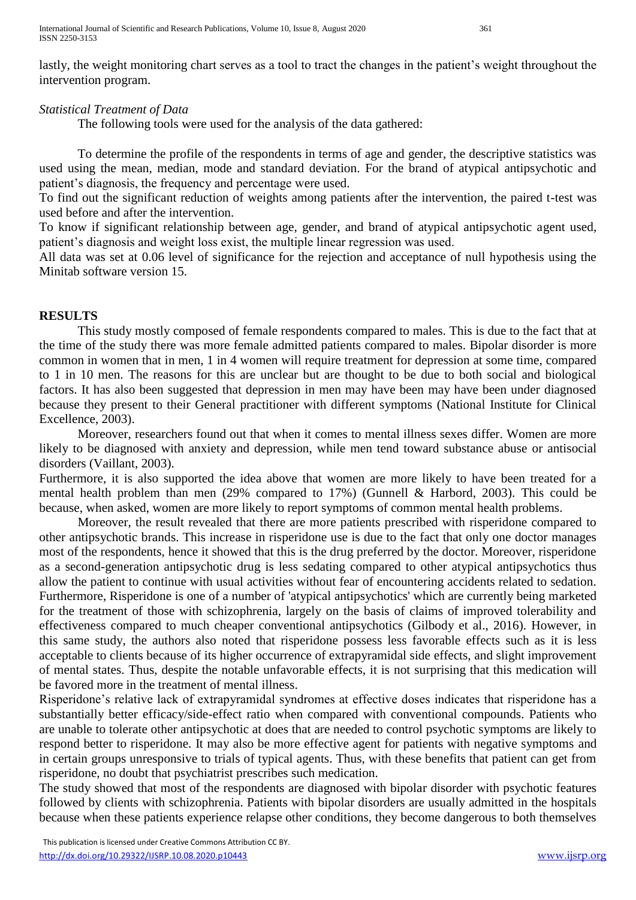lastly, the weight monitoring chart serves as a tool to tract the changes in the patient's weight throughout the intervention program.

*Statistical Treatment of Data*

The following tools were used for the analysis of the data gathered:

To determine the profile of the respondents in terms of age and gender, the descriptive statistics was used using the mean, median, mode and standard deviation. For the brand of atypical antipsychotic and patient's diagnosis, the frequency and percentage were used.

To find out the significant reduction of weights among patients after the intervention, the paired t-test was used before and after the intervention.

To know if significant relationship between age, gender, and brand of atypical antipsychotic agent used, patient's diagnosis and weight loss exist, the multiple linear regression was used.

All data was set at 0.06 level of significance for the rejection and acceptance of null hypothesis using the Minitab software version 15.

## RESULTS

This study mostly composed of female respondents compared to males. This is due to the fact that at the time of the study there was more female admitted patients compared to males. Bipolar disorder is more common in women that in men, 1 in 4 women will require treatment for depression at some time, compared to 1 in 10 men. The reasons for this are unclear but are thought to be due to both social and biological factors. It has also been suggested that depression in men may have been may have been under diagnosed because they present to their General practitioner with different symptoms (National Institute for Clinical Excellence, 2003).

Moreover, researchers found out that when it comes to mental illness sexes differ. Women are more likely to be diagnosed with anxiety and depression, while men tend toward substance abuse or antisocial disorders (Vaillant, 2003).

Furthermore, it is also supported the idea above that women are more likely to have been treated for a mental health problem than men (29% compared to 17%) (Gunnell & Harbord, 2003). This could be because, when asked, women are more likely to report symptoms of common mental health problems.

Moreover, the result revealed that there are more patients prescribed with risperidone compared to other antipsychotic brands. This increase in risperidone use is due to the fact that only one doctor manages most of the respondents, hence it showed that this is the drug preferred by the doctor. Moreover, risperidone as a second-generation antipsychotic drug is less sedating compared to other atypical antipsychotics thus allow the patient to continue with usual activities without fear of encountering accidents related to sedation. Furthermore, Risperidone is one of a number of 'atypical antipsychotics' which are currently being marketed for the treatment of those with schizophrenia, largely on the basis of claims of improved tolerability and effectiveness compared to much cheaper conventional antipsychotics (Gilbody et al., 2016). However, in this same study, the authors also noted that risperidone possess less favorable effects such as it is less acceptable to clients because of its higher occurrence of extrapyramidal side effects, and slight improvement of mental states. Thus, despite the notable unfavorable effects, it is not surprising that this medication will be favored more in the treatment of mental illness.

Risperidone's relative lack of extrapyramidal syndromes at effective doses indicates that risperidone has a substantially better efficacy/side-effect ratio when compared with conventional compounds. Patients who are unable to tolerate other antipsychotic at does that are needed to control psychotic symptoms are likely to respond better to risperidone. It may also be more effective agent for patients with negative symptoms and in certain groups unresponsive to trials of typical agents. Thus, with these benefits that patient can get from risperidone, no doubt that psychiatrist prescribes such medication.

The study showed that most of the respondents are diagnosed with bipolar disorder with psychotic features followed by clients with schizophrenia. Patients with bipolar disorders are usually admitted in the hospitals because when these patients experience relapse other conditions, they become dangerous to both themselves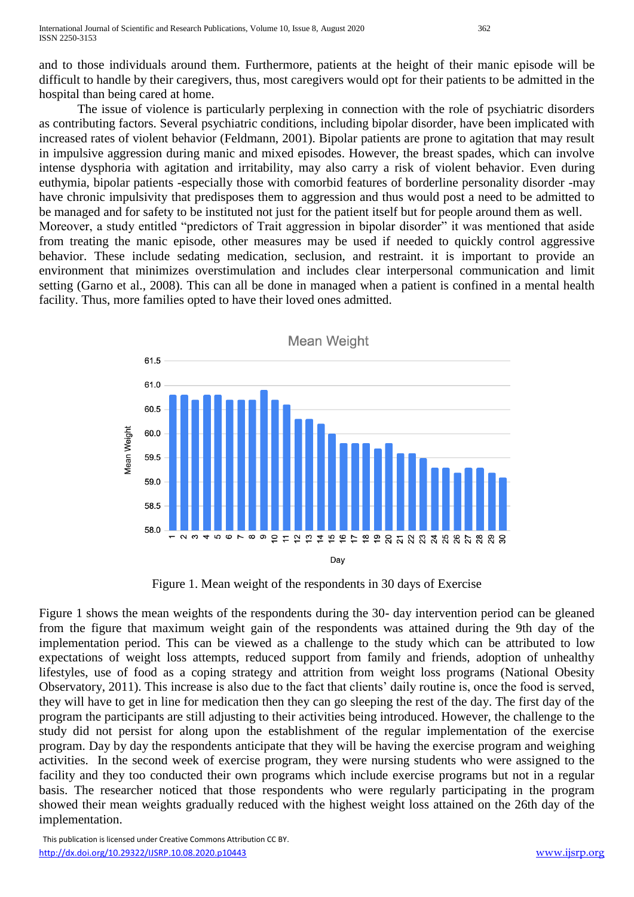and to those individuals around them. Furthermore, patients at the height of their manic episode will be difficult to handle by their caregivers, thus, most caregivers would opt for their patients to be admitted in the hospital than being cared at home.

The issue of violence is particularly perplexing in connection with the role of psychiatric disorders as contributing factors. Several psychiatric conditions, including bipolar disorder, have been implicated with increased rates of violent behavior (Feldmann, 2001). Bipolar patients are prone to agitation that may result in impulsive aggression during manic and mixed episodes. However, the breast spades, which can involve intense dysphoria with agitation and irritability, may also carry a risk of violent behavior. Even during euthymia, bipolar patients -especially those with comorbid features of borderline personality disorder -may have chronic impulsivity that predisposes them to aggression and thus would post a need to be admitted to be managed and for safety to be instituted not just for the patient itself but for people around them as well.
Moreover, a study entitled "predictors of Trait aggression in bipolar disorder" it was mentioned that aside from treating the manic episode, other measures may be used if needed to quickly control aggressive behavior. These include sedating medication, seclusion, and restraint. it is important to provide an environment that minimizes overstimulation and includes clear interpersonal communication and limit setting (Garno et al., 2008). This can all be done in managed when a patient is confined in a mental health facility. Thus, more families opted to have their loved ones admitted.

Figure 1. Mean weight of the respondents in 30 days of Exercise

Figure 1 shows the mean weights of the respondents during the 30- day intervention period can be gleaned from the figure that maximum weight gain of the respondents was attained during the 9th day of the implementation period. This can be viewed as a challenge to the study which can be attributed to low expectations of weight loss attempts, reduced support from family and friends, adoption of unhealthy lifestyles, use of food as a coping strategy and attrition from weight loss programs (National Obesity Observatory, 2011). This increase is also due to the fact that clients' daily routine is, once the food is served, they will have to get in line for medication then they can go sleeping the rest of the day. The first day of the program the participants are still adjusting to their activities being introduced. However, the challenge to the study did not persist for along upon the establishment of the regular implementation of the exercise program. Day by day the respondents anticipate that they will be having the exercise program and weighing activities. In the second week of exercise program, they were nursing students who were assigned to the facility and they too conducted their own programs which include exercise programs but not in a regular basis. The researcher noticed that those respondents who were regularly participating in the program showed their mean weights gradually reduced with the highest weight loss attained on the 26th day of the implementation.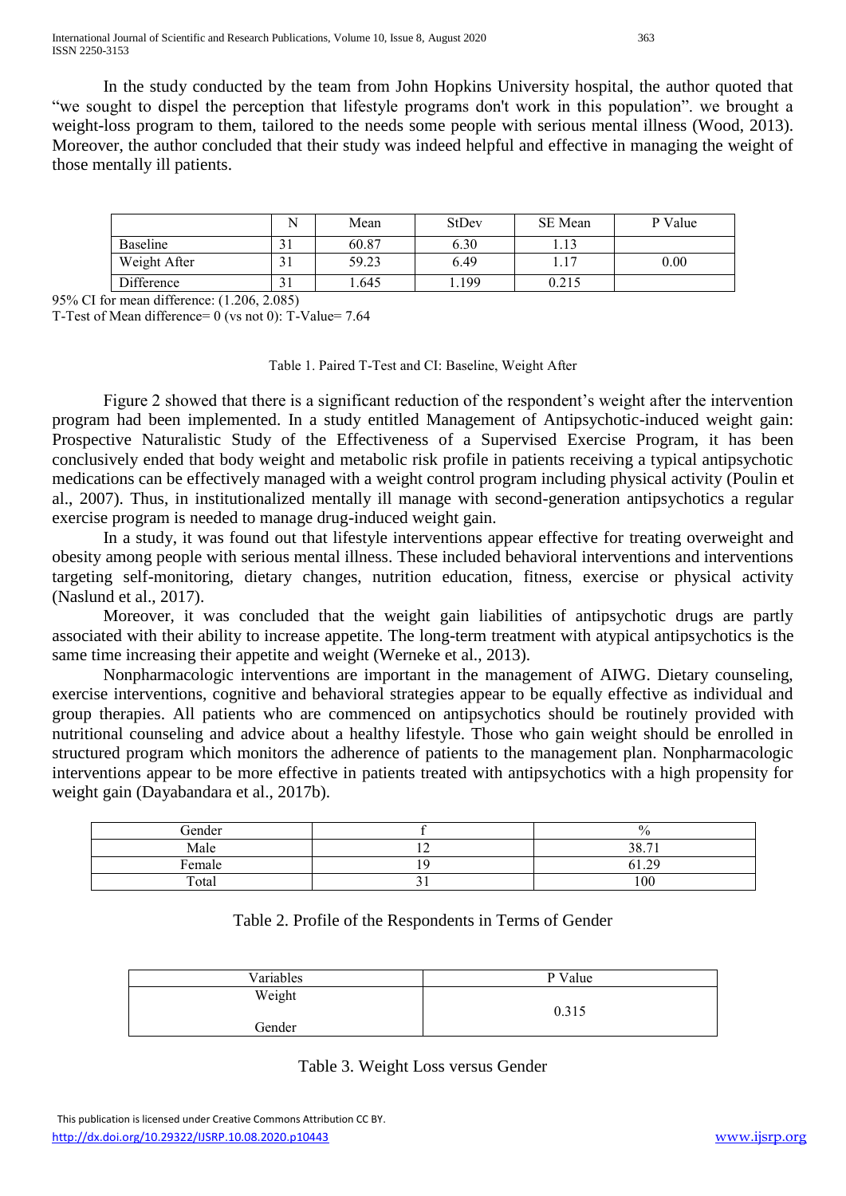In the study conducted by the team from John Hopkins University hospital, the author quoted that "we sought to dispel the perception that lifestyle programs don't work in this population". we brought a weight-loss program to them, tailored to the needs some people with serious mental illness (Wood, 2013). Moreover, the author concluded that their study was indeed helpful and effective in managing the weight of those mentally ill patients.

|  | N | Mean | StDev | SE Mean | P Value |
|---|---|---|---|---|---|
| Baseline | 31 | 60.87 | 6.30 | 1.13 |  |
| Weight After | 31 | 59.23 | 6.49 | 1.17 | 0.00 |
| Difference | 31 | 1.645 | 1.199 | 0.215 |  |

95% CI for mean difference: (1.206, 2.085)

T-Test of Mean difference= 0 (vs not 0): T-Value= 7.64

Table 1. Paired T-Test and CI: Baseline, Weight After

Figure 2 showed that there is a significant reduction of the respondent's weight after the intervention program had been implemented. In a study entitled Management of Antipsychotic-induced weight gain: Prospective Naturalistic Study of the Effectiveness of a Supervised Exercise Program, it has been conclusively ended that body weight and metabolic risk profile in patients receiving a typical antipsychotic medications can be effectively managed with a weight control program including physical activity (Poulin et al., 2007). Thus, in institutionalized mentally ill manage with second-generation antipsychotics a regular exercise program is needed to manage drug-induced weight gain.

In a study, it was found out that lifestyle interventions appear effective for treating overweight and obesity among people with serious mental illness. These included behavioral interventions and interventions targeting self-monitoring, dietary changes, nutrition education, fitness, exercise or physical activity (Naslund et al., 2017).

Moreover, it was concluded that the weight gain liabilities of antipsychotic drugs are partly associated with their ability to increase appetite. The long-term treatment with atypical antipsychotics is the same time increasing their appetite and weight (Werneke et al., 2013).

Nonpharmacologic interventions are important in the management of AIWG. Dietary counseling, exercise interventions, cognitive and behavioral strategies appear to be equally effective as individual and group therapies. All patients who are commenced on antipsychotics should be routinely provided with nutritional counseling and advice about a healthy lifestyle. Those who gain weight should be enrolled in structured program which monitors the adherence of patients to the management plan. Nonpharmacologic interventions appear to be more effective in patients treated with antipsychotics with a high propensity for weight gain (Dayabandara et al., 2017b).

| Gender | f | % |
|---|---|---|
| Male | 12 | 38.71 |
| Female | 19 | 61.29 |
| Total | 31 | 100 |

Table 2. Profile of the Respondents in Terms of Gender

| Variables | P Value |
|---|---|
| Weight<br><br>Gender | 0.315 |

Table 3. Weight Loss versus Gender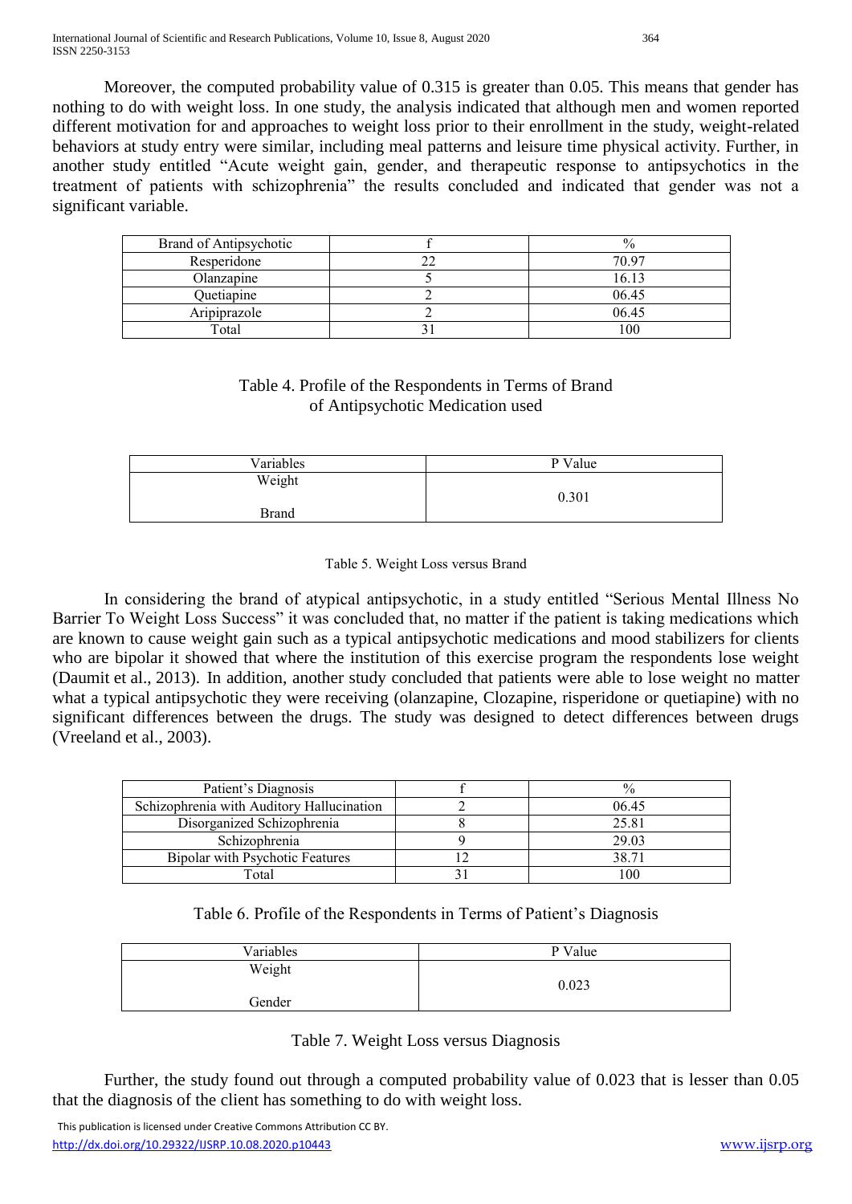Moreover, the computed probability value of 0.315 is greater than 0.05. This means that gender has nothing to do with weight loss. In one study, the analysis indicated that although men and women reported different motivation for and approaches to weight loss prior to their enrollment in the study, weight-related behaviors at study entry were similar, including meal patterns and leisure time physical activity. Further, in another study entitled "Acute weight gain, gender, and therapeutic response to antipsychotics in the treatment of patients with schizophrenia" the results concluded and indicated that gender was not a significant variable.

| Brand of Antipsychotic | f | % |
|---|---|---|
| Resperidone | 22 | 70.97 |
| Olanzapine | 5 | 16.13 |
| Quetiapine | 2 | 06.45 |
| Aripiprazole | 2 | 06.45 |
| Total | 31 | 100 |

Table 4. Profile of the Respondents in Terms of Brand of Antipsychotic Medication used

| Variables | P Value |
|---|---|
| Weight<br><br>Brand | 0.301 |

Table 5. Weight Loss versus Brand

In considering the brand of atypical antipsychotic, in a study entitled "Serious Mental Illness No Barrier To Weight Loss Success" it was concluded that, no matter if the patient is taking medications which are known to cause weight gain such as a typical antipsychotic medications and mood stabilizers for clients who are bipolar it showed that where the institution of this exercise program the respondents lose weight (Daumit et al., 2013). In addition, another study concluded that patients were able to lose weight no matter what a typical antipsychotic they were receiving (olanzapine, Clozapine, risperidone or quetiapine) with no significant differences between the drugs. The study was designed to detect differences between drugs (Vreeland et al., 2003).

| Patient's Diagnosis | f | % |
|---|---|---|
| Schizophrenia with Auditory Hallucination | 2 | 06.45 |
| Disorganized Schizophrenia | 8 | 25.81 |
| Schizophrenia | 9 | 29.03 |
| Bipolar with Psychotic Features | 12 | 38.71 |
| Total | 31 | 100 |

Table 6. Profile of the Respondents in Terms of Patient's Diagnosis

| Variables | P Value |
|---|---|
| Weight<br><br>Gender | 0.023 |

Table 7. Weight Loss versus Diagnosis

Further, the study found out through a computed probability value of 0.023 that is lesser than 0.05 that the diagnosis of the client has something to do with weight loss.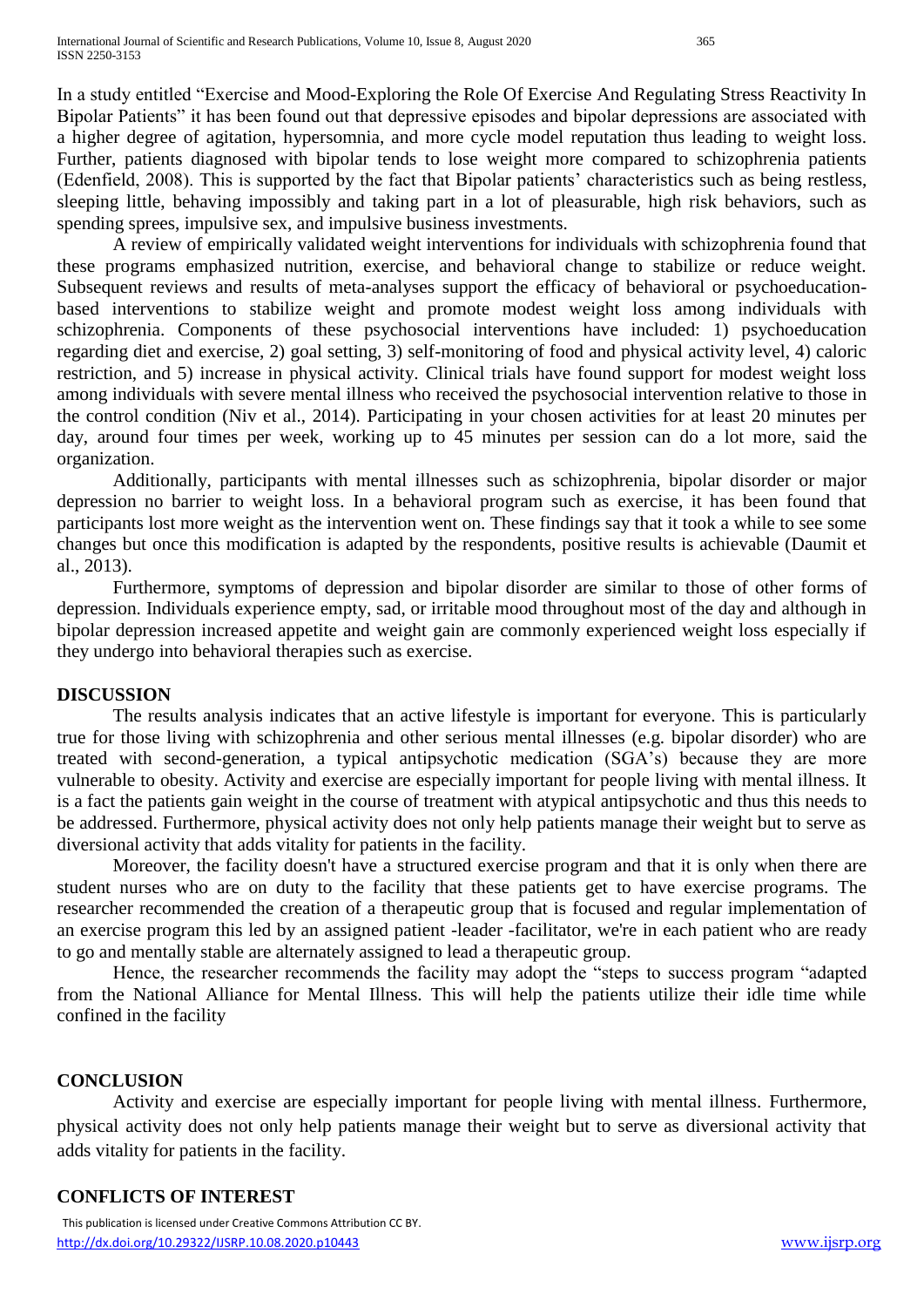In a study entitled "Exercise and Mood-Exploring the Role Of Exercise And Regulating Stress Reactivity In Bipolar Patients" it has been found out that depressive episodes and bipolar depressions are associated with a higher degree of agitation, hypersomnia, and more cycle model reputation thus leading to weight loss. Further, patients diagnosed with bipolar tends to lose weight more compared to schizophrenia patients (Edenfield, 2008). This is supported by the fact that Bipolar patients' characteristics such as being restless, sleeping little, behaving impossibly and taking part in a lot of pleasurable, high risk behaviors, such as spending sprees, impulsive sex, and impulsive business investments.

A review of empirically validated weight interventions for individuals with schizophrenia found that these programs emphasized nutrition, exercise, and behavioral change to stabilize or reduce weight. Subsequent reviews and results of meta-analyses support the efficacy of behavioral or psychoeducation-based interventions to stabilize weight and promote modest weight loss among individuals with schizophrenia. Components of these psychosocial interventions have included: 1) psychoeducation regarding diet and exercise, 2) goal setting, 3) self-monitoring of food and physical activity level, 4) caloric restriction, and 5) increase in physical activity. Clinical trials have found support for modest weight loss among individuals with severe mental illness who received the psychosocial intervention relative to those in the control condition (Niv et al., 2014). Participating in your chosen activities for at least 20 minutes per day, around four times per week, working up to 45 minutes per session can do a lot more, said the organization.

Additionally, participants with mental illnesses such as schizophrenia, bipolar disorder or major depression no barrier to weight loss. In a behavioral program such as exercise, it has been found that participants lost more weight as the intervention went on. These findings say that it took a while to see some changes but once this modification is adapted by the respondents, positive results is achievable (Daumit et al., 2013).

Furthermore, symptoms of depression and bipolar disorder are similar to those of other forms of depression. Individuals experience empty, sad, or irritable mood throughout most of the day and although in bipolar depression increased appetite and weight gain are commonly experienced weight loss especially if they undergo into behavioral therapies such as exercise.

## DISCUSSION

The results analysis indicates that an active lifestyle is important for everyone. This is particularly true for those living with schizophrenia and other serious mental illnesses (e.g. bipolar disorder) who are treated with second-generation, a typical antipsychotic medication (SGA's) because they are more vulnerable to obesity. Activity and exercise are especially important for people living with mental illness. It is a fact the patients gain weight in the course of treatment with atypical antipsychotic and thus this needs to be addressed. Furthermore, physical activity does not only help patients manage their weight but to serve as diversional activity that adds vitality for patients in the facility.

Moreover, the facility doesn't have a structured exercise program and that it is only when there are student nurses who are on duty to the facility that these patients get to have exercise programs. The researcher recommended the creation of a therapeutic group that is focused and regular implementation of an exercise program this led by an assigned patient -leader -facilitator, we're in each patient who are ready to go and mentally stable are alternately assigned to lead a therapeutic group.

Hence, the researcher recommends the facility may adopt the "steps to success program "adapted from the National Alliance for Mental Illness. This will help the patients utilize their idle time while confined in the facility

## CONCLUSION

Activity and exercise are especially important for people living with mental illness. Furthermore, physical activity does not only help patients manage their weight but to serve as diversional activity that adds vitality for patients in the facility.

## CONFLICTS OF INTEREST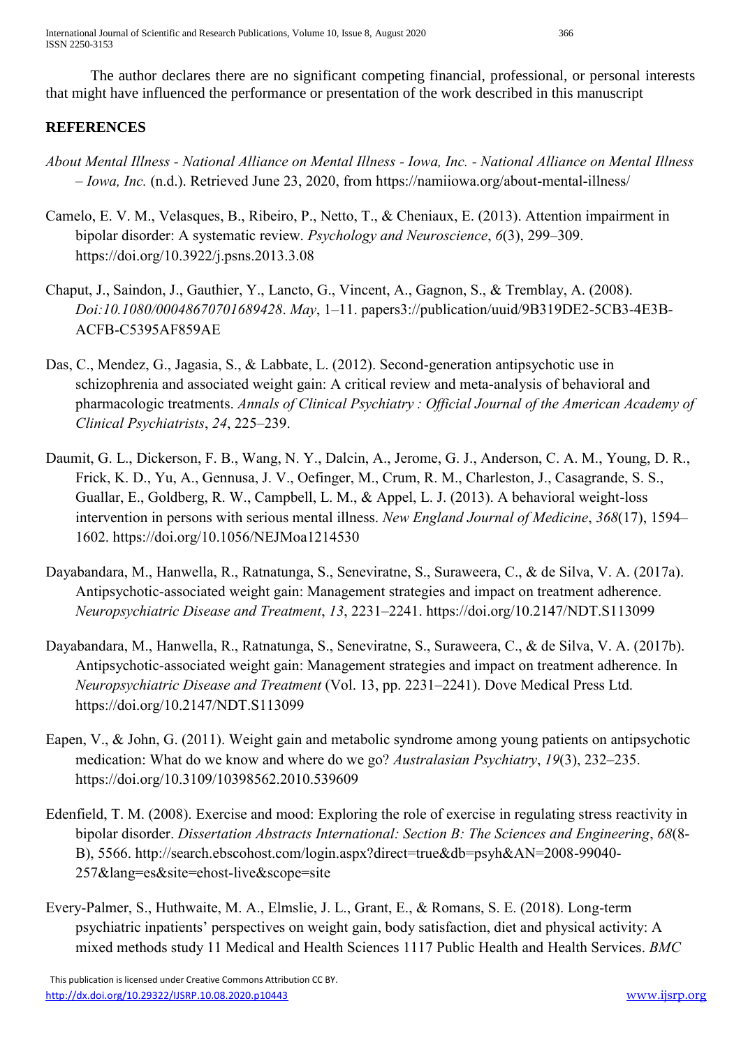The author declares there are no significant competing financial, professional, or personal interests that might have influenced the performance or presentation of the work described in this manuscript

## REFERENCES

*About Mental Illness - National Alliance on Mental Illness - Iowa, Inc. - National Alliance on Mental Illness – Iowa, Inc.* (n.d.). Retrieved June 23, 2020, from https://namiiowa.org/about-mental-illness/

Camelo, E. V. M., Velasques, B., Ribeiro, P., Netto, T., & Cheniaux, E. (2013). Attention impairment in bipolar disorder: A systematic review. *Psychology and Neuroscience*, *6*(3), 299–309. https://doi.org/10.3922/j.psns.2013.3.08

Chaput, J., Saindon, J., Gauthier, Y., Lancto, G., Vincent, A., Gagnon, S., & Tremblay, A. (2008). *Doi:10.1080/00048670701689428*. *May*, 1–11. papers3://publication/uuid/9B319DE2-5CB3-4E3B-ACFB-C5395AF859AE

Das, C., Mendez, G., Jagasia, S., & Labbate, L. (2012). Second-generation antipsychotic use in schizophrenia and associated weight gain: A critical review and meta-analysis of behavioral and pharmacologic treatments. *Annals of Clinical Psychiatry : Official Journal of the American Academy of Clinical Psychiatrists*, *24*, 225–239.

Daumit, G. L., Dickerson, F. B., Wang, N. Y., Dalcin, A., Jerome, G. J., Anderson, C. A. M., Young, D. R., Frick, K. D., Yu, A., Gennusa, J. V., Oefinger, M., Crum, R. M., Charleston, J., Casagrande, S. S., Guallar, E., Goldberg, R. W., Campbell, L. M., & Appel, L. J. (2013). A behavioral weight-loss intervention in persons with serious mental illness. *New England Journal of Medicine*, *368*(17), 1594–1602. https://doi.org/10.1056/NEJMoa1214530

Dayabandara, M., Hanwella, R., Ratnatunga, S., Seneviratne, S., Suraweera, C., & de Silva, V. A. (2017a). Antipsychotic-associated weight gain: Management strategies and impact on treatment adherence. *Neuropsychiatric Disease and Treatment*, *13*, 2231–2241. https://doi.org/10.2147/NDT.S113099

Dayabandara, M., Hanwella, R., Ratnatunga, S., Seneviratne, S., Suraweera, C., & de Silva, V. A. (2017b). Antipsychotic-associated weight gain: Management strategies and impact on treatment adherence. In *Neuropsychiatric Disease and Treatment* (Vol. 13, pp. 2231–2241). Dove Medical Press Ltd. https://doi.org/10.2147/NDT.S113099

Eapen, V., & John, G. (2011). Weight gain and metabolic syndrome among young patients on antipsychotic medication: What do we know and where do we go? *Australasian Psychiatry*, *19*(3), 232–235. https://doi.org/10.3109/10398562.2010.539609

Edenfield, T. M. (2008). Exercise and mood: Exploring the role of exercise in regulating stress reactivity in bipolar disorder. *Dissertation Abstracts International: Section B: The Sciences and Engineering*, *68*(8-B), 5566. http://search.ebscohost.com/login.aspx?direct=true&db=psyh&AN=2008-99040-257&lang=es&site=ehost-live&scope=site

Every-Palmer, S., Huthwaite, M. A., Elmslie, J. L., Grant, E., & Romans, S. E. (2018). Long-term psychiatric inpatients' perspectives on weight gain, body satisfaction, diet and physical activity: A mixed methods study 11 Medical and Health Sciences 1117 Public Health and Health Services. *BMC*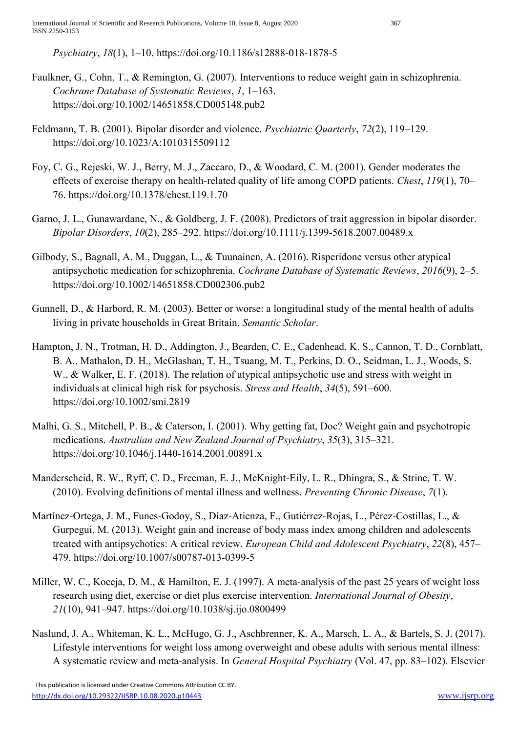*Psychiatry*, *18*(1), 1–10. https://doi.org/10.1186/s12888-018-1878-5

Faulkner, G., Cohn, T., & Remington, G. (2007). Interventions to reduce weight gain in schizophrenia. *Cochrane Database of Systematic Reviews*, *1*, 1–163. https://doi.org/10.1002/14651858.CD005148.pub2

Feldmann, T. B. (2001). Bipolar disorder and violence. *Psychiatric Quarterly*, *72*(2), 119–129. https://doi.org/10.1023/A:1010315509112

Foy, C. G., Rejeski, W. J., Berry, M. J., Zaccaro, D., & Woodard, C. M. (2001). Gender moderates the effects of exercise therapy on health-related quality of life among COPD patients. *Chest*, *119*(1), 70–76. https://doi.org/10.1378/chest.119.1.70

Garno, J. L., Gunawardane, N., & Goldberg, J. F. (2008). Predictors of trait aggression in bipolar disorder. *Bipolar Disorders*, *10*(2), 285–292. https://doi.org/10.1111/j.1399-5618.2007.00489.x

Gilbody, S., Bagnall, A. M., Duggan, L., & Tuunainen, A. (2016). Risperidone versus other atypical antipsychotic medication for schizophrenia. *Cochrane Database of Systematic Reviews*, *2016*(9), 2–5. https://doi.org/10.1002/14651858.CD002306.pub2

Gunnell, D., & Harbord, R. M. (2003). Better or worse: a longitudinal study of the mental health of adults living in private households in Great Britain. *Semantic Scholar*.

Hampton, J. N., Trotman, H. D., Addington, J., Bearden, C. E., Cadenhead, K. S., Cannon, T. D., Cornblatt, B. A., Mathalon, D. H., McGlashan, T. H., Tsuang, M. T., Perkins, D. O., Seidman, L. J., Woods, S. W., & Walker, E. F. (2018). The relation of atypical antipsychotic use and stress with weight in individuals at clinical high risk for psychosis. *Stress and Health*, *34*(5), 591–600. https://doi.org/10.1002/smi.2819

Malhi, G. S., Mitchell, P. B., & Caterson, I. (2001). Why getting fat, Doc? Weight gain and psychotropic medications. *Australian and New Zealand Journal of Psychiatry*, *35*(3), 315–321. https://doi.org/10.1046/j.1440-1614.2001.00891.x

Manderscheid, R. W., Ryff, C. D., Freeman, E. J., McKnight-Eily, L. R., Dhingra, S., & Strine, T. W. (2010). Evolving definitions of mental illness and wellness. *Preventing Chronic Disease*, *7*(1).

Martínez-Ortega, J. M., Funes-Godoy, S., Díaz-Atienza, F., Gutiérrez-Rojas, L., Pérez-Costillas, L., & Gurpegui, M. (2013). Weight gain and increase of body mass index among children and adolescents treated with antipsychotics: A critical review. *European Child and Adolescent Psychiatry*, *22*(8), 457–479. https://doi.org/10.1007/s00787-013-0399-5

Miller, W. C., Koceja, D. M., & Hamilton, E. J. (1997). A meta-analysis of the past 25 years of weight loss research using diet, exercise or diet plus exercise intervention. *International Journal of Obesity*, *21*(10), 941–947. https://doi.org/10.1038/sj.ijo.0800499

Naslund, J. A., Whiteman, K. L., McHugo, G. J., Aschbrenner, K. A., Marsch, L. A., & Bartels, S. J. (2017). Lifestyle interventions for weight loss among overweight and obese adults with serious mental illness: A systematic review and meta-analysis. In *General Hospital Psychiatry* (Vol. 47, pp. 83–102). Elsevier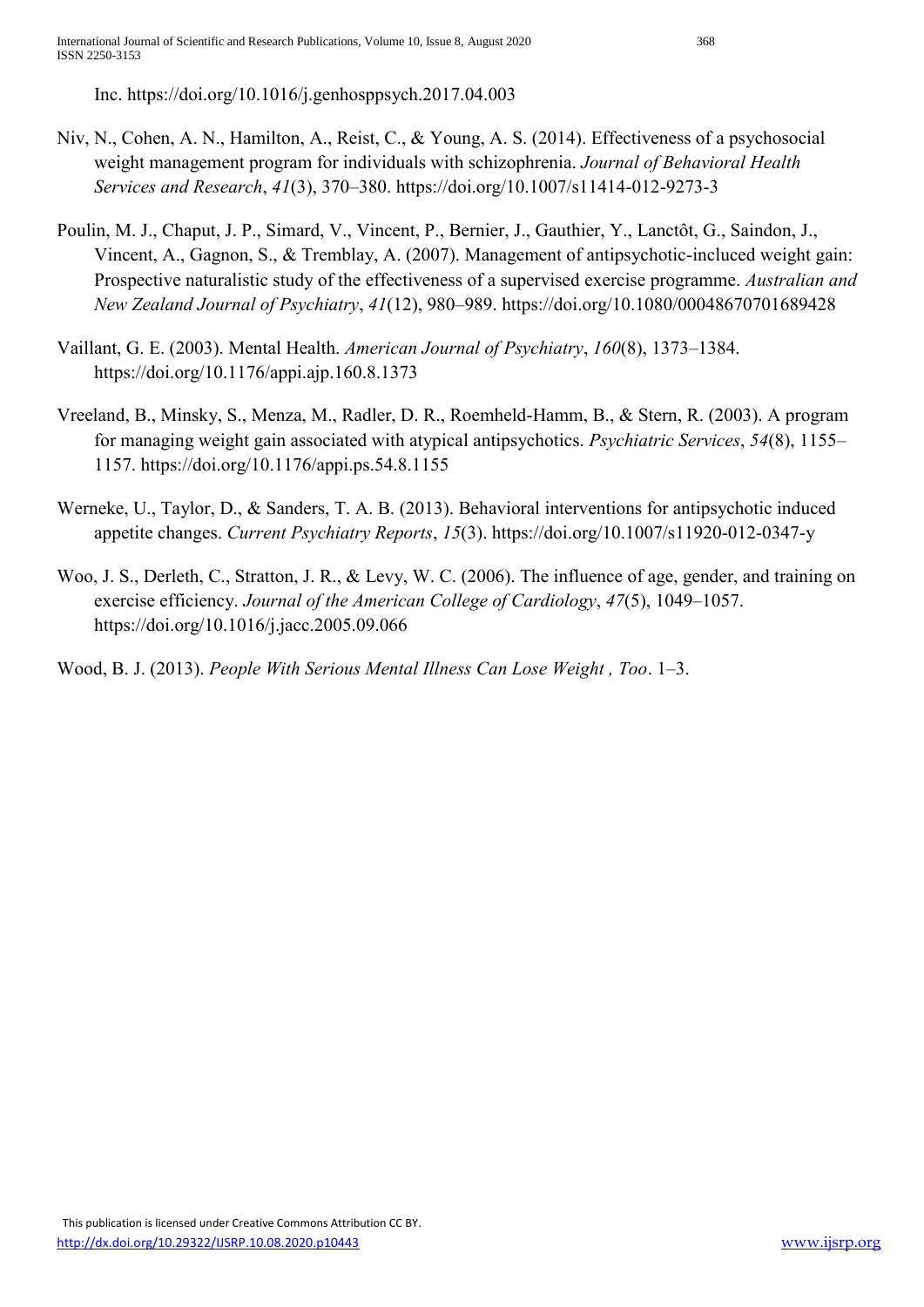Inc. https://doi.org/10.1016/j.genhosppsych.2017.04.003

Niv, N., Cohen, A. N., Hamilton, A., Reist, C., & Young, A. S. (2014). Effectiveness of a psychosocial weight management program for individuals with schizophrenia. *Journal of Behavioral Health Services and Research*, *41*(3), 370–380. https://doi.org/10.1007/s11414-012-9273-3

Poulin, M. J., Chaput, J. P., Simard, V., Vincent, P., Bernier, J., Gauthier, Y., Lanctôt, G., Saindon, J., Vincent, A., Gagnon, S., & Tremblay, A. (2007). Management of antipsychotic-incluced weight gain: Prospective naturalistic study of the effectiveness of a supervised exercise programme. *Australian and New Zealand Journal of Psychiatry*, *41*(12), 980–989. https://doi.org/10.1080/00048670701689428

Vaillant, G. E. (2003). Mental Health. *American Journal of Psychiatry*, *160*(8), 1373–1384. https://doi.org/10.1176/appi.ajp.160.8.1373

Vreeland, B., Minsky, S., Menza, M., Radler, D. R., Roemheld-Hamm, B., & Stern, R. (2003). A program for managing weight gain associated with atypical antipsychotics. *Psychiatric Services*, *54*(8), 1155–1157. https://doi.org/10.1176/appi.ps.54.8.1155

Werneke, U., Taylor, D., & Sanders, T. A. B. (2013). Behavioral interventions for antipsychotic induced appetite changes. *Current Psychiatry Reports*, *15*(3). https://doi.org/10.1007/s11920-012-0347-y

Woo, J. S., Derleth, C., Stratton, J. R., & Levy, W. C. (2006). The influence of age, gender, and training on exercise efficiency. *Journal of the American College of Cardiology*, *47*(5), 1049–1057. https://doi.org/10.1016/j.jacc.2005.09.066

Wood, B. J. (2013). *People With Serious Mental Illness Can Lose Weight , Too*. 1–3.